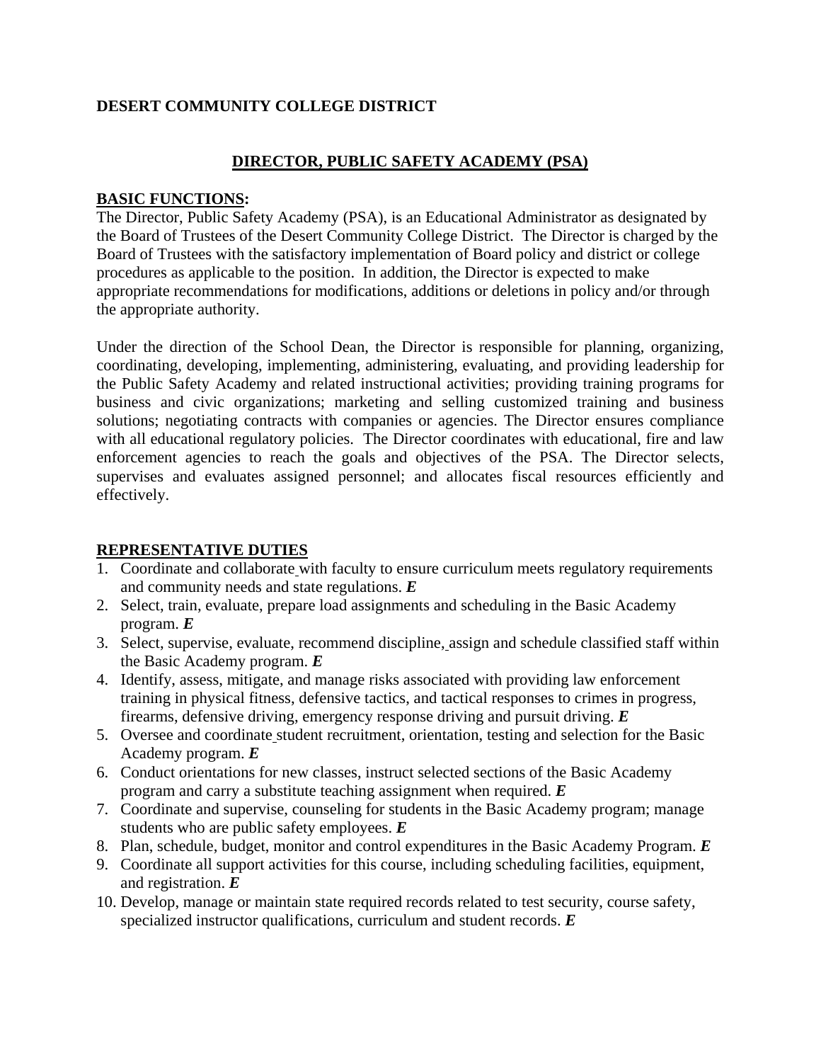**DESERT COMMUNITY COLLEGE DISTRICT**

## DIRECTOR, PUBLIC SAFETY ACADEMY (PSA)

**BASIC FUNCTIONS:**

The Director, Public Safety Academy (PSA), is an Educational Administrator as designated by the Board of Trustees of the Desert Community College District. The Director is charged by the Board of Trustees with the satisfactory implementation of Board policy and district or college procedures as applicable to the position. In addition, the Director is expected to make appropriate recommendations for modifications, additions or deletions in policy and/or through the appropriate authority.

Under the direction of the School Dean, the Director is responsible for planning, organizing, coordinating, developing, implementing, administering, evaluating, and providing leadership for the Public Safety Academy and related instructional activities; providing training programs for business and civic organizations; marketing and selling customized training and business solutions; negotiating contracts with companies or agencies. The Director ensures compliance with all educational regulatory policies. The Director coordinates with educational, fire and law enforcement agencies to reach the goals and objectives of the PSA. The Director selects, supervises and evaluates assigned personnel; and allocates fiscal resources efficiently and effectively.

**REPRESENTATIVE DUTIES**

1. Coordinate and collaborate with faculty to ensure curriculum meets regulatory requirements and community needs and state regulations. ***E***
2. Select, train, evaluate, prepare load assignments and scheduling in the Basic Academy program. ***E***
3. Select, supervise, evaluate, recommend discipline, assign and schedule classified staff within the Basic Academy program. ***E***
4. Identify, assess, mitigate, and manage risks associated with providing law enforcement training in physical fitness, defensive tactics, and tactical responses to crimes in progress, firearms, defensive driving, emergency response driving and pursuit driving. ***E***
5. Oversee and coordinate student recruitment, orientation, testing and selection for the Basic Academy program. ***E***
6. Conduct orientations for new classes, instruct selected sections of the Basic Academy program and carry a substitute teaching assignment when required. ***E***
7. Coordinate and supervise, counseling for students in the Basic Academy program; manage students who are public safety employees. ***E***
8. Plan, schedule, budget, monitor and control expenditures in the Basic Academy Program. ***E***
9. Coordinate all support activities for this course, including scheduling facilities, equipment, and registration. ***E***
10. Develop, manage or maintain state required records related to test security, course safety, specialized instructor qualifications, curriculum and student records. ***E***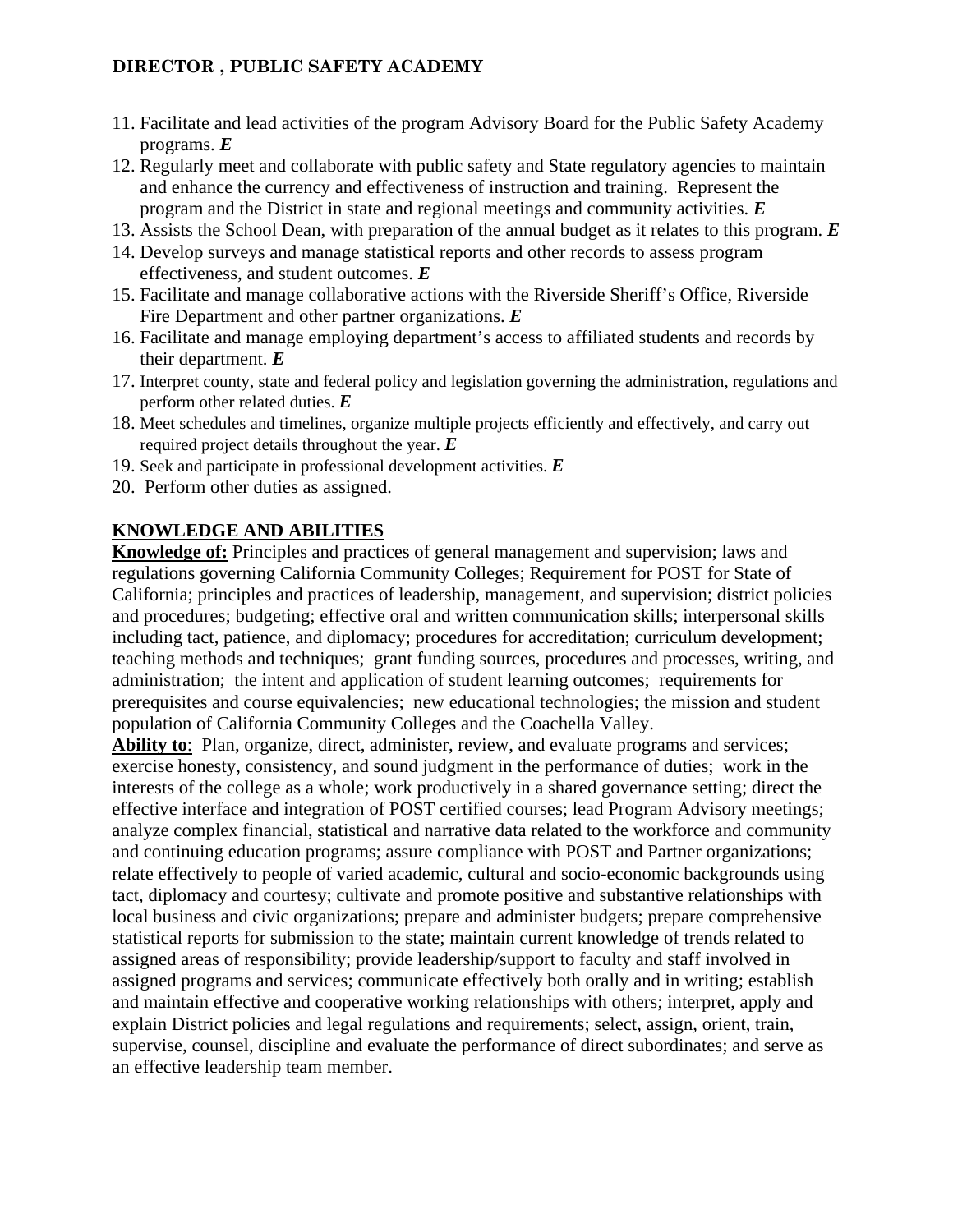# DIRECTOR , PUBLIC SAFETY ACADEMY

11. Facilitate and lead activities of the program Advisory Board for the Public Safety Academy programs. ***E***
12. Regularly meet and collaborate with public safety and State regulatory agencies to maintain and enhance the currency and effectiveness of instruction and training. Represent the program and the District in state and regional meetings and community activities. ***E***
13. Assists the School Dean, with preparation of the annual budget as it relates to this program. ***E***
14. Develop surveys and manage statistical reports and other records to assess program effectiveness, and student outcomes. ***E***
15. Facilitate and manage collaborative actions with the Riverside Sheriff's Office, Riverside Fire Department and other partner organizations. ***E***
16. Facilitate and manage employing department's access to affiliated students and records by their department. ***E***
17. Interpret county, state and federal policy and legislation governing the administration, regulations and perform other related duties. ***E***
18. Meet schedules and timelines, organize multiple projects efficiently and effectively, and carry out required project details throughout the year. ***E***
19. Seek and participate in professional development activities. ***E***
20. Perform other duties as assigned.

## KNOWLEDGE AND ABILITIES

**Knowledge of:** Principles and practices of general management and supervision; laws and regulations governing California Community Colleges; Requirement for POST for State of California; principles and practices of leadership, management, and supervision; district policies and procedures; budgeting; effective oral and written communication skills; interpersonal skills including tact, patience, and diplomacy; procedures for accreditation; curriculum development; teaching methods and techniques; grant funding sources, procedures and processes, writing, and administration; the intent and application of student learning outcomes; requirements for prerequisites and course equivalencies; new educational technologies; the mission and student population of California Community Colleges and the Coachella Valley.

**Ability to**: Plan, organize, direct, administer, review, and evaluate programs and services; exercise honesty, consistency, and sound judgment in the performance of duties; work in the interests of the college as a whole; work productively in a shared governance setting; direct the effective interface and integration of POST certified courses; lead Program Advisory meetings; analyze complex financial, statistical and narrative data related to the workforce and community and continuing education programs; assure compliance with POST and Partner organizations; relate effectively to people of varied academic, cultural and socio-economic backgrounds using tact, diplomacy and courtesy; cultivate and promote positive and substantive relationships with local business and civic organizations; prepare and administer budgets; prepare comprehensive statistical reports for submission to the state; maintain current knowledge of trends related to assigned areas of responsibility; provide leadership/support to faculty and staff involved in assigned programs and services; communicate effectively both orally and in writing; establish and maintain effective and cooperative working relationships with others; interpret, apply and explain District policies and legal regulations and requirements; select, assign, orient, train, supervise, counsel, discipline and evaluate the performance of direct subordinates; and serve as an effective leadership team member.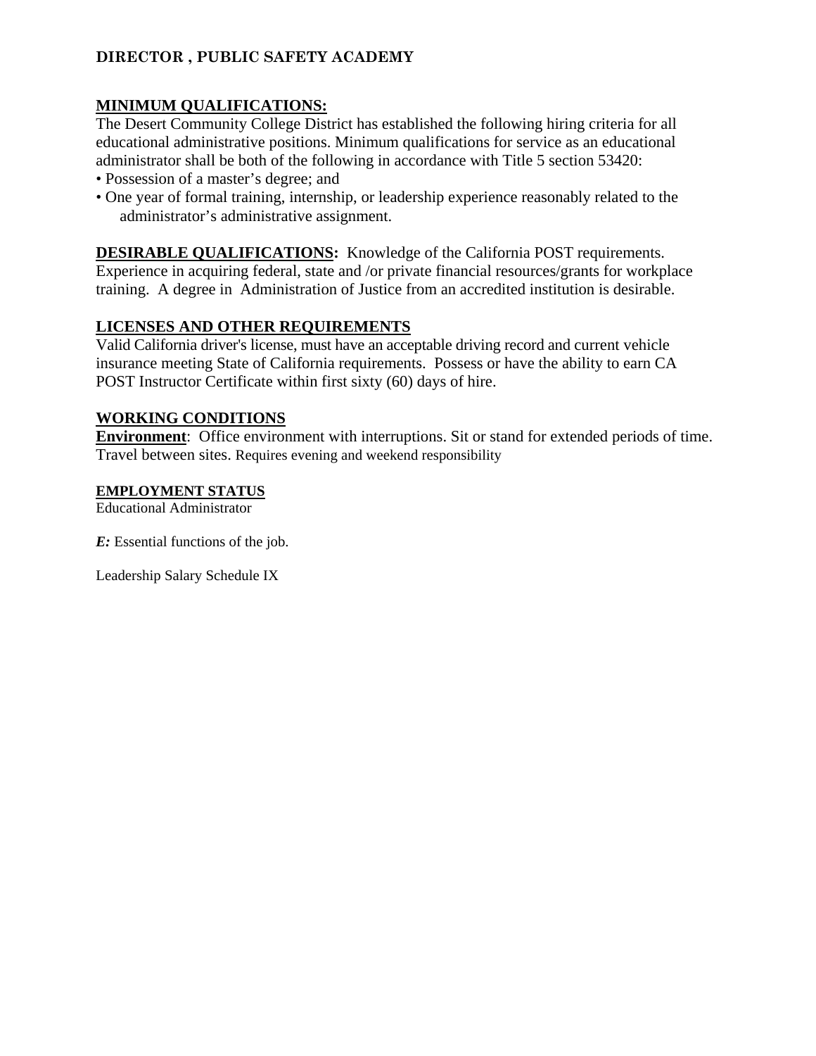**DIRECTOR , PUBLIC SAFETY ACADEMY**

## MINIMUM QUALIFICATIONS:

The Desert Community College District has established the following hiring criteria for all educational administrative positions. Minimum qualifications for service as an educational administrator shall be both of the following in accordance with Title 5 section 53420:

- Possession of a master's degree; and
- One year of formal training, internship, or leadership experience reasonably related to the administrator's administrative assignment.

**DESIRABLE QUALIFICATIONS:** Knowledge of the California POST requirements. Experience in acquiring federal, state and /or private financial resources/grants for workplace training. A degree in Administration of Justice from an accredited institution is desirable.

## LICENSES AND OTHER REQUIREMENTS

Valid California driver's license, must have an acceptable driving record and current vehicle insurance meeting State of California requirements. Possess or have the ability to earn CA POST Instructor Certificate within first sixty (60) days of hire.

## WORKING CONDITIONS

**Environment**: Office environment with interruptions. Sit or stand for extended periods of time. Travel between sites. Requires evening and weekend responsibility

## EMPLOYMENT STATUS

Educational Administrator

***E:*** Essential functions of the job.

Leadership Salary Schedule IX